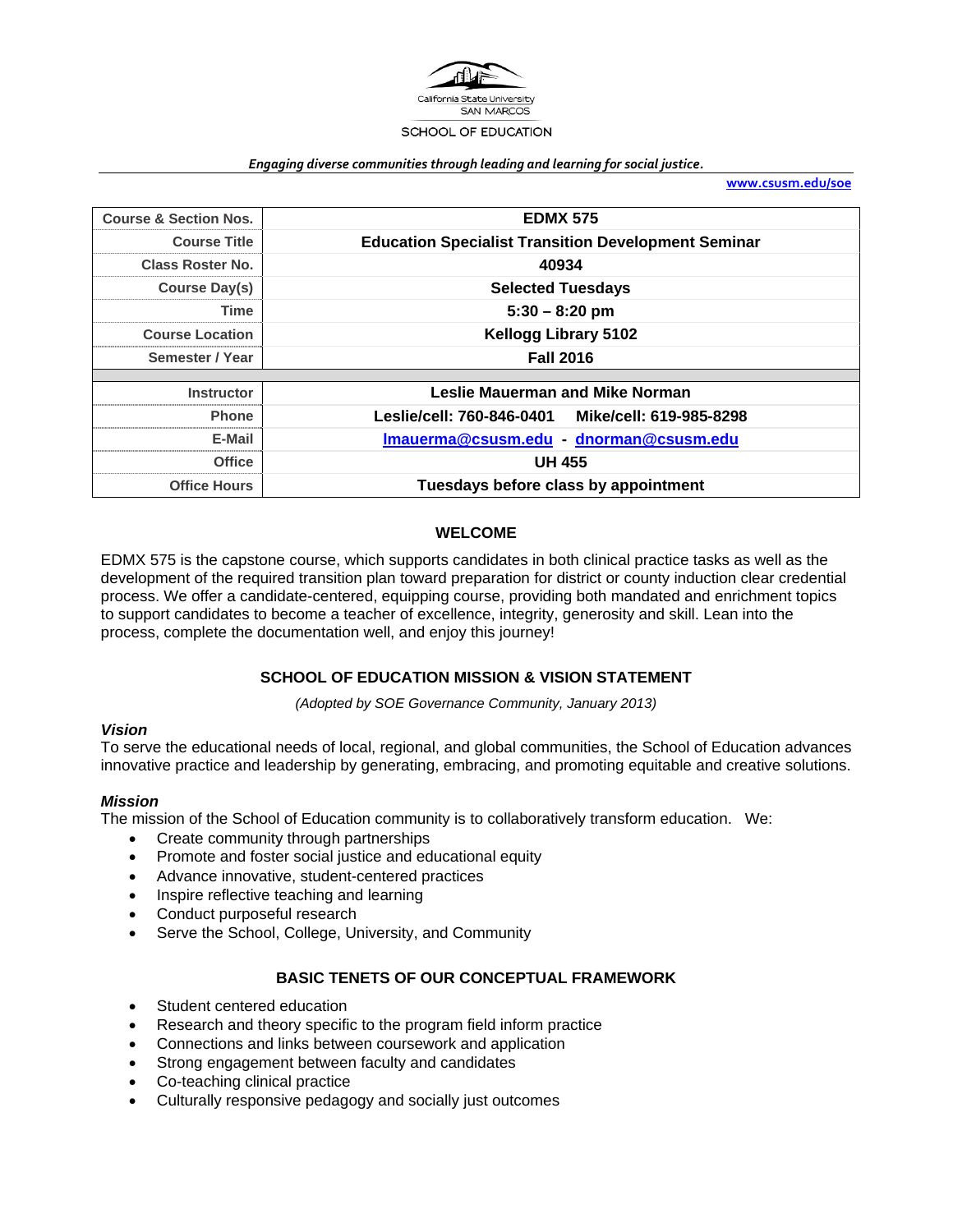California State University SAN MARCOS

SCHOOL OF EDUCATION

*Engaging diverse communities through leading and learning for social justice.*

www.csusm.edu/soe

| Course & Section Nos. | EDMX 575 |
|---|---|
| Course Title | Education Specialist Transition Development Seminar |
| Class Roster No. | 40934 |
| Course Day(s) | Selected Tuesdays |
| Time | 5:30 – 8:20 pm |
| Course Location | Kellogg Library 5102 |
| Semester / Year | Fall 2016 |
| | |
| Instructor | Leslie Mauerman and Mike Norman |
| Phone | Leslie/cell: 760-846-0401 Mike/cell: 619-985-8298 |
| E-Mail | lmauerma@csusm.edu - dnorman@csusm.edu |
| Office | UH 455 |
| Office Hours | Tuesdays before class by appointment |

## WELCOME

EDMX 575 is the capstone course, which supports candidates in both clinical practice tasks as well as the development of the required transition plan toward preparation for district or county induction clear credential process. We offer a candidate-centered, equipping course, providing both mandated and enrichment topics to support candidates to become a teacher of excellence, integrity, generosity and skill. Lean into the process, complete the documentation well, and enjoy this journey!

## SCHOOL OF EDUCATION MISSION & VISION STATEMENT

*(Adopted by SOE Governance Community, January 2013)*

### *Vision*

To serve the educational needs of local, regional, and global communities, the School of Education advances innovative practice and leadership by generating, embracing, and promoting equitable and creative solutions.

### *Mission*

The mission of the School of Education community is to collaboratively transform education. We:

- Create community through partnerships
- Promote and foster social justice and educational equity
- Advance innovative, student-centered practices
- Inspire reflective teaching and learning
- Conduct purposeful research
- Serve the School, College, University, and Community

## BASIC TENETS OF OUR CONCEPTUAL FRAMEWORK

- Student centered education
- Research and theory specific to the program field inform practice
- Connections and links between coursework and application
- Strong engagement between faculty and candidates
- Co-teaching clinical practice
- Culturally responsive pedagogy and socially just outcomes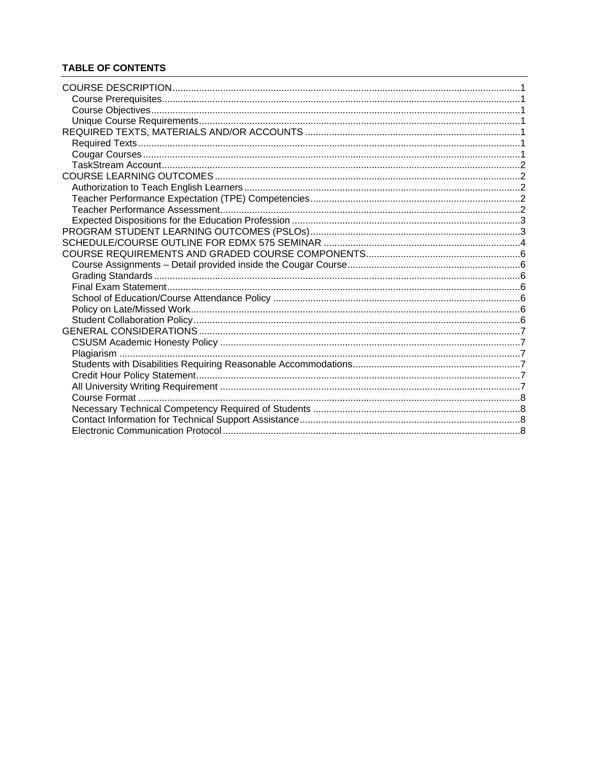### TABLE OF CONTENTS

- COURSE DESCRIPTION .......... 1
  - Course Prerequisites .......... 1
  - Course Objectives .......... 1
  - Unique Course Requirements .......... 1
- REQUIRED TEXTS, MATERIALS AND/OR ACCOUNTS .......... 1
  - Required Texts .......... 1
  - Cougar Courses .......... 1
  - TaskStream Account .......... 2
- COURSE LEARNING OUTCOMES .......... 2
  - Authorization to Teach English Learners .......... 2
  - Teacher Performance Expectation (TPE) Competencies .......... 2
  - Teacher Performance Assessment .......... 2
  - Expected Dispositions for the Education Profession .......... 3
- PROGRAM STUDENT LEARNING OUTCOMES (PSLOs) .......... 3
- SCHEDULE/COURSE OUTLINE FOR EDMX 575 SEMINAR .......... 4
- COURSE REQUIREMENTS AND GRADED COURSE COMPONENTS .......... 6
  - Course Assignments – Detail provided inside the Cougar Course .......... 6
  - Grading Standards .......... 6
  - Final Exam Statement .......... 6
  - School of Education/Course Attendance Policy .......... 6
  - Policy on Late/Missed Work .......... 6
  - Student Collaboration Policy .......... 6
- GENERAL CONSIDERATIONS .......... 7
  - CSUSM Academic Honesty Policy .......... 7
  - Plagiarism .......... 7
  - Students with Disabilities Requiring Reasonable Accommodations .......... 7
  - Credit Hour Policy Statement .......... 7
  - All University Writing Requirement .......... 7
  - Course Format .......... 8
  - Necessary Technical Competency Required of Students .......... 8
  - Contact Information for Technical Support Assistance .......... 8
  - Electronic Communication Protocol .......... 8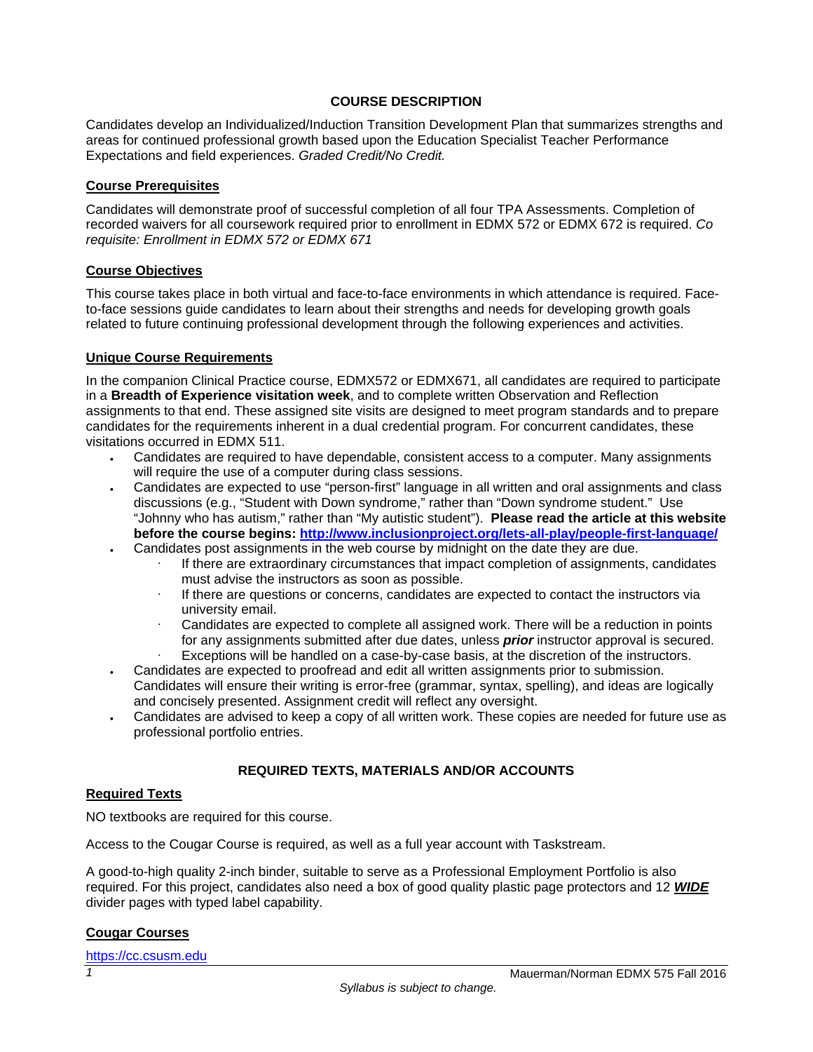## COURSE DESCRIPTION

Candidates develop an Individualized/Induction Transition Development Plan that summarizes strengths and areas for continued professional growth based upon the Education Specialist Teacher Performance Expectations and field experiences. *Graded Credit/No Credit.*

### Course Prerequisites

Candidates will demonstrate proof of successful completion of all four TPA Assessments. Completion of recorded waivers for all coursework required prior to enrollment in EDMX 572 or EDMX 672 is required. *Co requisite: Enrollment in EDMX 572 or EDMX 671*

### Course Objectives

This course takes place in both virtual and face-to-face environments in which attendance is required. Face-to-face sessions guide candidates to learn about their strengths and needs for developing growth goals related to future continuing professional development through the following experiences and activities.

### Unique Course Requirements

In the companion Clinical Practice course, EDMX572 or EDMX671, all candidates are required to participate in a **Breadth of Experience visitation week**, and to complete written Observation and Reflection assignments to that end. These assigned site visits are designed to meet program standards and to prepare candidates for the requirements inherent in a dual credential program. For concurrent candidates, these visitations occurred in EDMX 511.

- Candidates are required to have dependable, consistent access to a computer. Many assignments will require the use of a computer during class sessions.
- Candidates are expected to use "person-first" language in all written and oral assignments and class discussions (e.g., "Student with Down syndrome," rather than "Down syndrome student." Use "Johnny who has autism," rather than "My autistic student"). **Please read the article at this website before the course begins: [http://www.inclusionproject.org/lets-all-play/people-first-language/](http://www.inclusionproject.org/lets-all-play/people-first-language/)**
- Candidates post assignments in the web course by midnight on the date they are due.
  - If there are extraordinary circumstances that impact completion of assignments, candidates must advise the instructors as soon as possible.
  - If there are questions or concerns, candidates are expected to contact the instructors via university email.
  - Candidates are expected to complete all assigned work. There will be a reduction in points for any assignments submitted after due dates, unless ***prior*** instructor approval is secured.
  - Exceptions will be handled on a case-by-case basis, at the discretion of the instructors.
- Candidates are expected to proofread and edit all written assignments prior to submission. Candidates will ensure their writing is error-free (grammar, syntax, spelling), and ideas are logically and concisely presented. Assignment credit will reflect any oversight.
- Candidates are advised to keep a copy of all written work. These copies are needed for future use as professional portfolio entries.

## REQUIRED TEXTS, MATERIALS AND/OR ACCOUNTS

### Required Texts

NO textbooks are required for this course.

Access to the Cougar Course is required, as well as a full year account with Taskstream.

A good-to-high quality 2-inch binder, suitable to serve as a Professional Employment Portfolio is also required. For this project, candidates also need a box of good quality plastic page protectors and 12 ***WIDE*** divider pages with typed label capability.

### Cougar Courses

[https://cc.csusm.edu](https://cc.csusm.edu)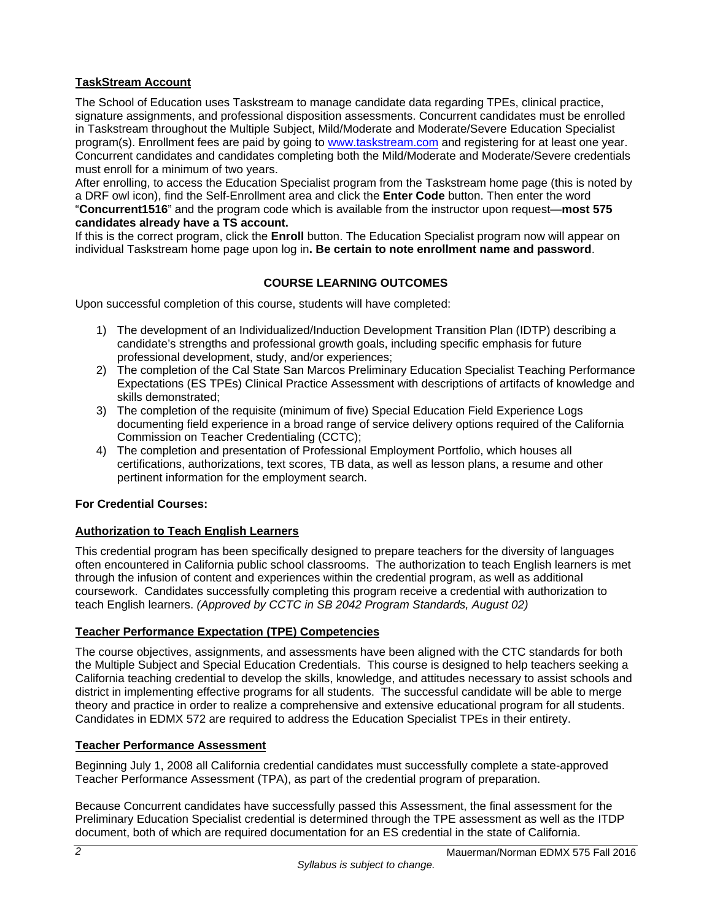## TaskStream Account

The School of Education uses Taskstream to manage candidate data regarding TPEs, clinical practice, signature assignments, and professional disposition assessments. Concurrent candidates must be enrolled in Taskstream throughout the Multiple Subject, Mild/Moderate and Moderate/Severe Education Specialist program(s). Enrollment fees are paid by going to www.taskstream.com and registering for at least one year. Concurrent candidates and candidates completing both the Mild/Moderate and Moderate/Severe credentials must enroll for a minimum of two years.

After enrolling, to access the Education Specialist program from the Taskstream home page (this is noted by a DRF owl icon), find the Self-Enrollment area and click the **Enter Code** button. Then enter the word "**Concurrent1516**" and the program code which is available from the instructor upon request—**most 575 candidates already have a TS account.**

If this is the correct program, click the **Enroll** button. The Education Specialist program now will appear on individual Taskstream home page upon log in**. Be certain to note enrollment name and password**.

## COURSE LEARNING OUTCOMES

Upon successful completion of this course, students will have completed:

1) The development of an Individualized/Induction Development Transition Plan (IDTP) describing a candidate's strengths and professional growth goals, including specific emphasis for future professional development, study, and/or experiences;
2) The completion of the Cal State San Marcos Preliminary Education Specialist Teaching Performance Expectations (ES TPEs) Clinical Practice Assessment with descriptions of artifacts of knowledge and skills demonstrated;
3) The completion of the requisite (minimum of five) Special Education Field Experience Logs documenting field experience in a broad range of service delivery options required of the California Commission on Teacher Credentialing (CCTC);
4) The completion and presentation of Professional Employment Portfolio, which houses all certifications, authorizations, text scores, TB data, as well as lesson plans, a resume and other pertinent information for the employment search.

**For Credential Courses:**

### Authorization to Teach English Learners

This credential program has been specifically designed to prepare teachers for the diversity of languages often encountered in California public school classrooms. The authorization to teach English learners is met through the infusion of content and experiences within the credential program, as well as additional coursework. Candidates successfully completing this program receive a credential with authorization to teach English learners. *(Approved by CCTC in SB 2042 Program Standards, August 02)*

### Teacher Performance Expectation (TPE) Competencies

The course objectives, assignments, and assessments have been aligned with the CTC standards for both the Multiple Subject and Special Education Credentials. This course is designed to help teachers seeking a California teaching credential to develop the skills, knowledge, and attitudes necessary to assist schools and district in implementing effective programs for all students. The successful candidate will be able to merge theory and practice in order to realize a comprehensive and extensive educational program for all students. Candidates in EDMX 572 are required to address the Education Specialist TPEs in their entirety.

### Teacher Performance Assessment

Beginning July 1, 2008 all California credential candidates must successfully complete a state-approved Teacher Performance Assessment (TPA), as part of the credential program of preparation.

Because Concurrent candidates have successfully passed this Assessment, the final assessment for the Preliminary Education Specialist credential is determined through the TPE assessment as well as the ITDP document, both of which are required documentation for an ES credential in the state of California.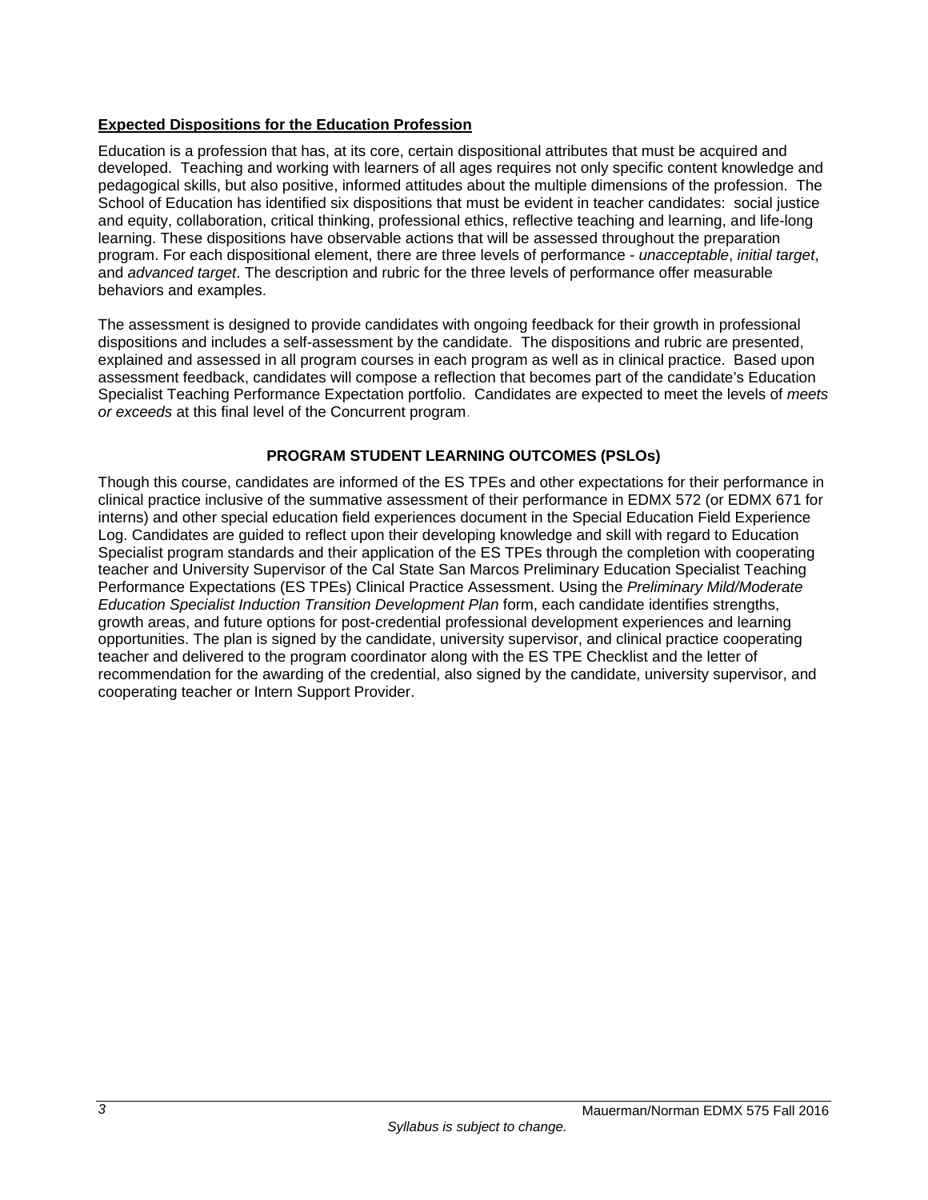**Expected Dispositions for the Education Profession**

Education is a profession that has, at its core, certain dispositional attributes that must be acquired and developed. Teaching and working with learners of all ages requires not only specific content knowledge and pedagogical skills, but also positive, informed attitudes about the multiple dimensions of the profession. The School of Education has identified six dispositions that must be evident in teacher candidates: social justice and equity, collaboration, critical thinking, professional ethics, reflective teaching and learning, and life-long learning. These dispositions have observable actions that will be assessed throughout the preparation program. For each dispositional element, there are three levels of performance - *unacceptable*, *initial target*, and *advanced target*. The description and rubric for the three levels of performance offer measurable behaviors and examples.

The assessment is designed to provide candidates with ongoing feedback for their growth in professional dispositions and includes a self-assessment by the candidate. The dispositions and rubric are presented, explained and assessed in all program courses in each program as well as in clinical practice. Based upon assessment feedback, candidates will compose a reflection that becomes part of the candidate's Education Specialist Teaching Performance Expectation portfolio. Candidates are expected to meet the levels of *meets or exceeds* at this final level of the Concurrent program.

## PROGRAM STUDENT LEARNING OUTCOMES (PSLOs)

Though this course, candidates are informed of the ES TPEs and other expectations for their performance in clinical practice inclusive of the summative assessment of their performance in EDMX 572 (or EDMX 671 for interns) and other special education field experiences document in the Special Education Field Experience Log. Candidates are guided to reflect upon their developing knowledge and skill with regard to Education Specialist program standards and their application of the ES TPEs through the completion with cooperating teacher and University Supervisor of the Cal State San Marcos Preliminary Education Specialist Teaching Performance Expectations (ES TPEs) Clinical Practice Assessment. Using the *Preliminary Mild/Moderate Education Specialist Induction Transition Development Plan* form, each candidate identifies strengths, growth areas, and future options for post-credential professional development experiences and learning opportunities. The plan is signed by the candidate, university supervisor, and clinical practice cooperating teacher and delivered to the program coordinator along with the ES TPE Checklist and the letter of recommendation for the awarding of the credential, also signed by the candidate, university supervisor, and cooperating teacher or Intern Support Provider.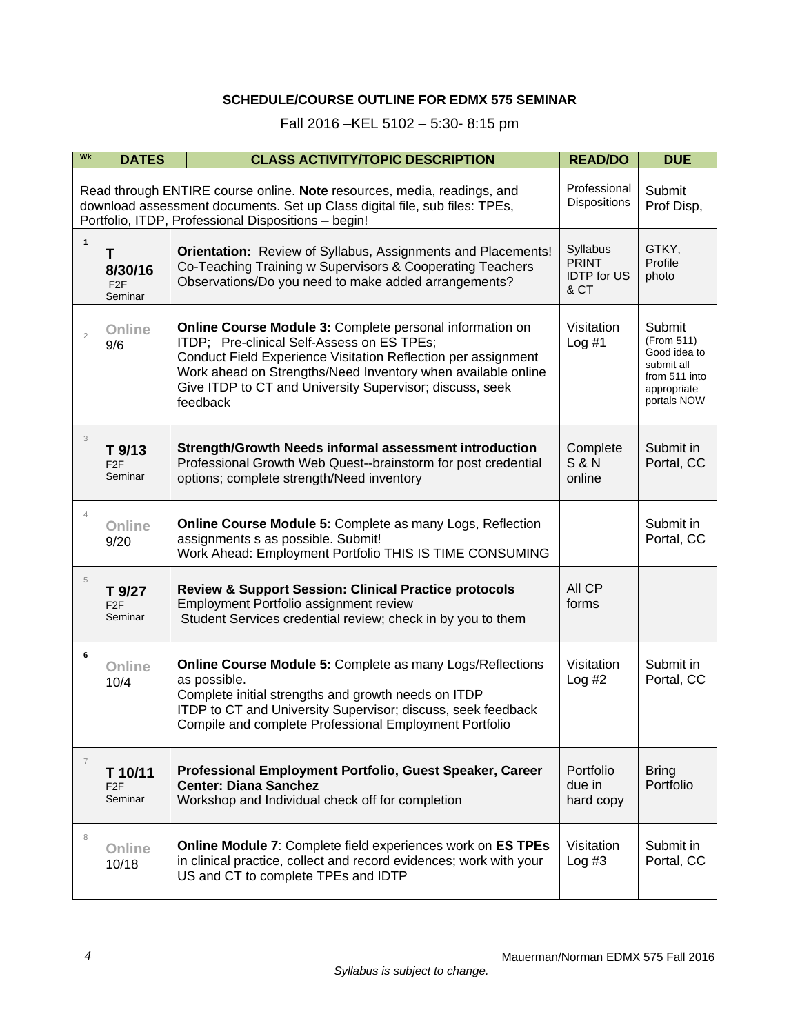**SCHEDULE/COURSE OUTLINE FOR EDMX 575 SEMINAR**

Fall 2016 –KEL 5102 – 5:30- 8:15 pm

| Wk | DATES | CLASS ACTIVITY/TOPIC DESCRIPTION | READ/DO | DUE |
|---|---|---|---|---|
| | | Read through ENTIRE course online. **Note** resources, media, readings, and download assessment documents. Set up Class digital file, sub files: TPEs, Portfolio, ITDP, Professional Dispositions – begin! | Professional Dispositions | Submit Prof Disp, |
| 1 | T 8/30/16 F2F Seminar | **Orientation:** Review of Syllabus, Assignments and Placements! Co-Teaching Training w Supervisors & Cooperating Teachers Observations/Do you need to make added arrangements? | Syllabus PRINT IDTP for US & CT | GTKY, Profile photo |
| 2 | Online 9/6 | **Online Course Module 3:** Complete personal information on ITDP; Pre-clinical Self-Assess on ES TPEs; Conduct Field Experience Visitation Reflection per assignment Work ahead on Strengths/Need Inventory when available online Give ITDP to CT and University Supervisor; discuss, seek feedback | Visitation Log #1 | Submit (From 511) Good idea to submit all from 511 into appropriate portals NOW |
| 3 | T 9/13 F2F Seminar | **Strength/Growth Needs informal assessment introduction** Professional Growth Web Quest--brainstorm for post credential options; complete strength/Need inventory | Complete S & N online | Submit in Portal, CC |
| 4 | Online 9/20 | **Online Course Module 5:** Complete as many Logs, Reflection assignments s as possible. Submit! Work Ahead: Employment Portfolio THIS IS TIME CONSUMING | | Submit in Portal, CC |
| 5 | T 9/27 F2F Seminar | **Review & Support Session: Clinical Practice protocols** Employment Portfolio assignment review Student Services credential review; check in by you to them | All CP forms | |
| 6 | Online 10/4 | **Online Course Module 5:** Complete as many Logs/Reflections as possible. Complete initial strengths and growth needs on ITDP ITDP to CT and University Supervisor; discuss, seek feedback Compile and complete Professional Employment Portfolio | Visitation Log #2 | Submit in Portal, CC |
| 7 | T 10/11 F2F Seminar | **Professional Employment Portfolio, Guest Speaker, Career Center: Diana Sanchez** Workshop and Individual check off for completion | Portfolio due in hard copy | Bring Portfolio |
| 8 | Online 10/18 | **Online Module 7**: Complete field experiences work on **ES TPEs** in clinical practice, collect and record evidences; work with your US and CT to complete TPEs and IDTP | Visitation Log #3 | Submit in Portal, CC |

*Syllabus is subject to change.*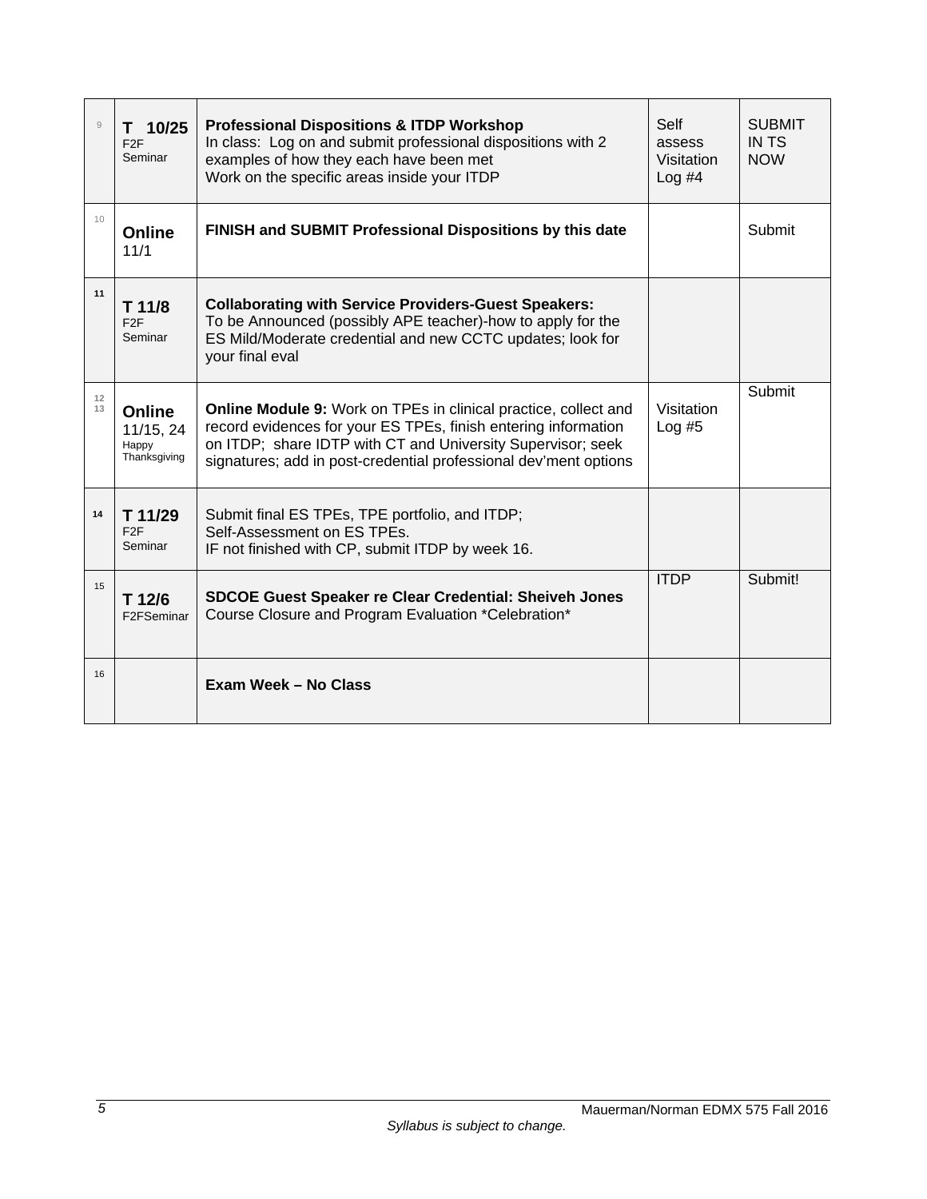| | | | | |
|---|---|---|---|---|
| 9 | **T 10/25** F2F Seminar | **Professional Dispositions & ITDP Workshop** In class: Log on and submit professional dispositions with 2 examples of how they each have been met Work on the specific areas inside your ITDP | Self assess Visitation Log #4 | SUBMIT IN TS NOW |
| 10 | **Online** 11/1 | **FINISH and SUBMIT Professional Dispositions by this date** | | Submit |
| **11** | **T 11/8** F2F Seminar | **Collaborating with Service Providers-Guest Speakers:** To be Announced (possibly APE teacher)-how to apply for the ES Mild/Moderate credential and new CCTC updates; look for your final eval | | |
| 12 13 | **Online** 11/15, 24 Happy Thanksgiving | **Online Module 9:** Work on TPEs in clinical practice, collect and record evidences for your ES TPEs, finish entering information on ITDP; share IDTP with CT and University Supervisor; seek signatures; add in post-credential professional dev'ment options | Visitation Log #5 | Submit |
| **14** | **T 11/29** F2F Seminar | Submit final ES TPEs, TPE portfolio, and ITDP; Self-Assessment on ES TPEs. IF not finished with CP, submit ITDP by week 16. | | |
| 15 | **T 12/6** F2FSeminar | **SDCOE Guest Speaker re Clear Credential: Sheiveh Jones** Course Closure and Program Evaluation *Celebration* | ITDP | Submit! |
| 16 | | **Exam Week – No Class** | | |

*Syllabus is subject to change.*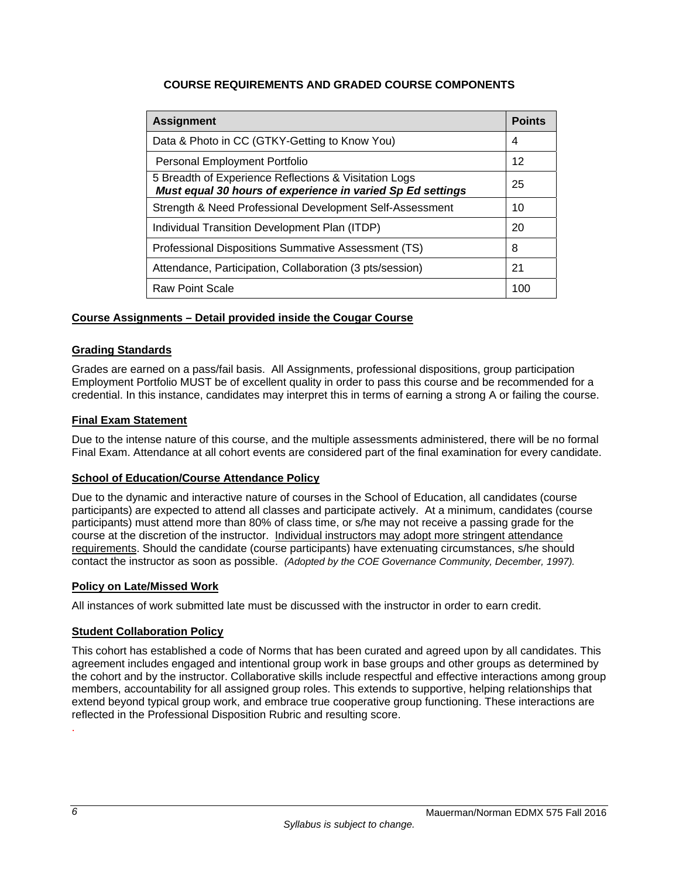## COURSE REQUIREMENTS AND GRADED COURSE COMPONENTS

| Assignment | Points |
|---|---|
| Data & Photo in CC (GTKY-Getting to Know You) | 4 |
| Personal Employment Portfolio | 12 |
| 5 Breadth of Experience Reflections & Visitation Logs ***Must equal 30 hours of experience in varied Sp Ed settings*** | 25 |
| Strength & Need Professional Development Self-Assessment | 10 |
| Individual Transition Development Plan (ITDP) | 20 |
| Professional Dispositions Summative Assessment (TS) | 8 |
| Attendance, Participation, Collaboration (3 pts/session) | 21 |
| Raw Point Scale | 100 |

**Course Assignments – Detail provided inside the Cougar Course**

**Grading Standards**

Grades are earned on a pass/fail basis. All Assignments, professional dispositions, group participation Employment Portfolio MUST be of excellent quality in order to pass this course and be recommended for a credential. In this instance, candidates may interpret this in terms of earning a strong A or failing the course.

**Final Exam Statement**

Due to the intense nature of this course, and the multiple assessments administered, there will be no formal Final Exam. Attendance at all cohort events are considered part of the final examination for every candidate.

**School of Education/Course Attendance Policy**

Due to the dynamic and interactive nature of courses in the School of Education, all candidates (course participants) are expected to attend all classes and participate actively. At a minimum, candidates (course participants) must attend more than 80% of class time, or s/he may not receive a passing grade for the course at the discretion of the instructor. Individual instructors may adopt more stringent attendance requirements. Should the candidate (course participants) have extenuating circumstances, s/he should contact the instructor as soon as possible. *(Adopted by the COE Governance Community, December, 1997).*

**Policy on Late/Missed Work**

All instances of work submitted late must be discussed with the instructor in order to earn credit.

**Student Collaboration Policy**

This cohort has established a code of Norms that has been curated and agreed upon by all candidates. This agreement includes engaged and intentional group work in base groups and other groups as determined by the cohort and by the instructor. Collaborative skills include respectful and effective interactions among group members, accountability for all assigned group roles. This extends to supportive, helping relationships that extend beyond typical group work, and embrace true cooperative group functioning. These interactions are reflected in the Professional Disposition Rubric and resulting score.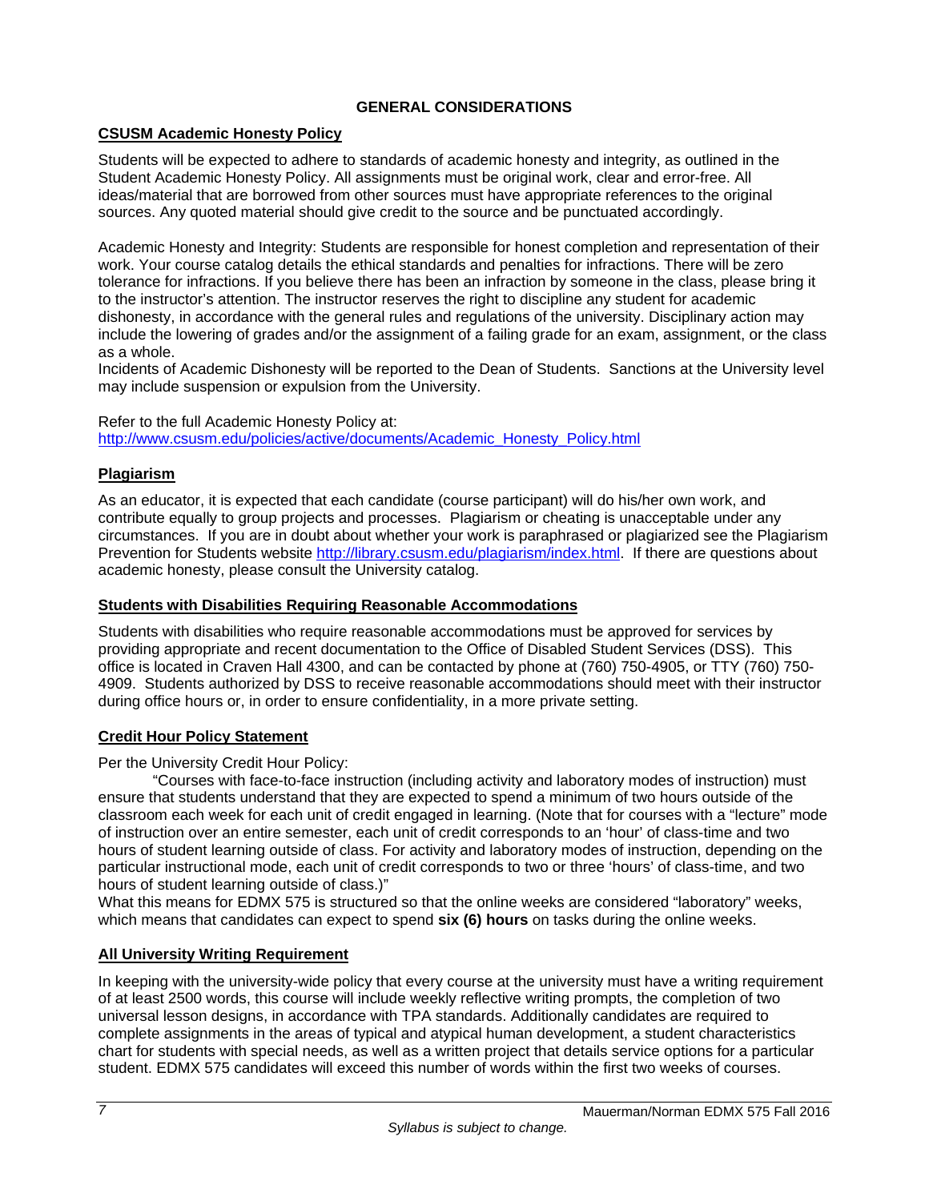## GENERAL CONSIDERATIONS

### CSUSM Academic Honesty Policy

Students will be expected to adhere to standards of academic honesty and integrity, as outlined in the Student Academic Honesty Policy. All assignments must be original work, clear and error-free. All ideas/material that are borrowed from other sources must have appropriate references to the original sources. Any quoted material should give credit to the source and be punctuated accordingly.

Academic Honesty and Integrity: Students are responsible for honest completion and representation of their work. Your course catalog details the ethical standards and penalties for infractions. There will be zero tolerance for infractions. If you believe there has been an infraction by someone in the class, please bring it to the instructor's attention. The instructor reserves the right to discipline any student for academic dishonesty, in accordance with the general rules and regulations of the university. Disciplinary action may include the lowering of grades and/or the assignment of a failing grade for an exam, assignment, or the class as a whole.
Incidents of Academic Dishonesty will be reported to the Dean of Students. Sanctions at the University level may include suspension or expulsion from the University.

Refer to the full Academic Honesty Policy at:
http://www.csusm.edu/policies/active/documents/Academic_Honesty_Policy.html

### Plagiarism

As an educator, it is expected that each candidate (course participant) will do his/her own work, and contribute equally to group projects and processes. Plagiarism or cheating is unacceptable under any circumstances. If you are in doubt about whether your work is paraphrased or plagiarized see the Plagiarism Prevention for Students website http://library.csusm.edu/plagiarism/index.html. If there are questions about academic honesty, please consult the University catalog.

### Students with Disabilities Requiring Reasonable Accommodations

Students with disabilities who require reasonable accommodations must be approved for services by providing appropriate and recent documentation to the Office of Disabled Student Services (DSS). This office is located in Craven Hall 4300, and can be contacted by phone at (760) 750-4905, or TTY (760) 750-4909. Students authorized by DSS to receive reasonable accommodations should meet with their instructor during office hours or, in order to ensure confidentiality, in a more private setting.

### Credit Hour Policy Statement

Per the University Credit Hour Policy:

"Courses with face-to-face instruction (including activity and laboratory modes of instruction) must ensure that students understand that they are expected to spend a minimum of two hours outside of the classroom each week for each unit of credit engaged in learning. (Note that for courses with a "lecture" mode of instruction over an entire semester, each unit of credit corresponds to an 'hour' of class-time and two hours of student learning outside of class. For activity and laboratory modes of instruction, depending on the particular instructional mode, each unit of credit corresponds to two or three 'hours' of class-time, and two hours of student learning outside of class.)"

What this means for EDMX 575 is structured so that the online weeks are considered "laboratory" weeks, which means that candidates can expect to spend **six (6) hours** on tasks during the online weeks.

### All University Writing Requirement

In keeping with the university-wide policy that every course at the university must have a writing requirement of at least 2500 words, this course will include weekly reflective writing prompts, the completion of two universal lesson designs, in accordance with TPA standards. Additionally candidates are required to complete assignments in the areas of typical and atypical human development, a student characteristics chart for students with special needs, as well as a written project that details service options for a particular student. EDMX 575 candidates will exceed this number of words within the first two weeks of courses.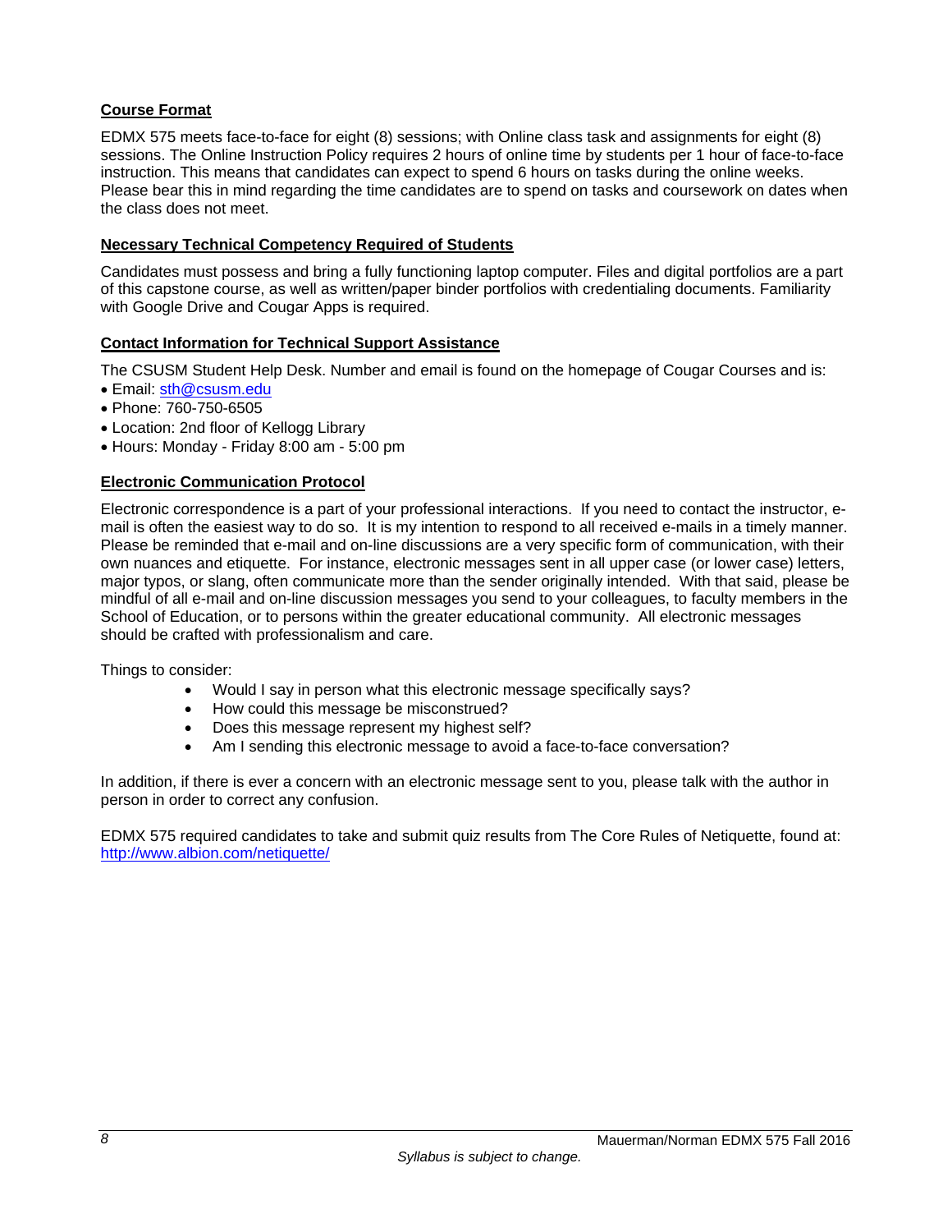**Course Format**

EDMX 575 meets face-to-face for eight (8) sessions; with Online class task and assignments for eight (8) sessions. The Online Instruction Policy requires 2 hours of online time by students per 1 hour of face-to-face instruction. This means that candidates can expect to spend 6 hours on tasks during the online weeks. Please bear this in mind regarding the time candidates are to spend on tasks and coursework on dates when the class does not meet.

**Necessary Technical Competency Required of Students**

Candidates must possess and bring a fully functioning laptop computer. Files and digital portfolios are a part of this capstone course, as well as written/paper binder portfolios with credentialing documents. Familiarity with Google Drive and Cougar Apps is required.

**Contact Information for Technical Support Assistance**

The CSUSM Student Help Desk. Number and email is found on the homepage of Cougar Courses and is:

- Email: sth@csusm.edu
- Phone: 760-750-6505
- Location: 2nd floor of Kellogg Library
- Hours: Monday - Friday 8:00 am - 5:00 pm

**Electronic Communication Protocol**

Electronic correspondence is a part of your professional interactions. If you need to contact the instructor, e-mail is often the easiest way to do so. It is my intention to respond to all received e-mails in a timely manner. Please be reminded that e-mail and on-line discussions are a very specific form of communication, with their own nuances and etiquette. For instance, electronic messages sent in all upper case (or lower case) letters, major typos, or slang, often communicate more than the sender originally intended. With that said, please be mindful of all e-mail and on-line discussion messages you send to your colleagues, to faculty members in the School of Education, or to persons within the greater educational community. All electronic messages should be crafted with professionalism and care.

Things to consider:

- Would I say in person what this electronic message specifically says?
- How could this message be misconstrued?
- Does this message represent my highest self?
- Am I sending this electronic message to avoid a face-to-face conversation?

In addition, if there is ever a concern with an electronic message sent to you, please talk with the author in person in order to correct any confusion.

EDMX 575 required candidates to take and submit quiz results from The Core Rules of Netiquette, found at: http://www.albion.com/netiquette/

*Syllabus is subject to change.*